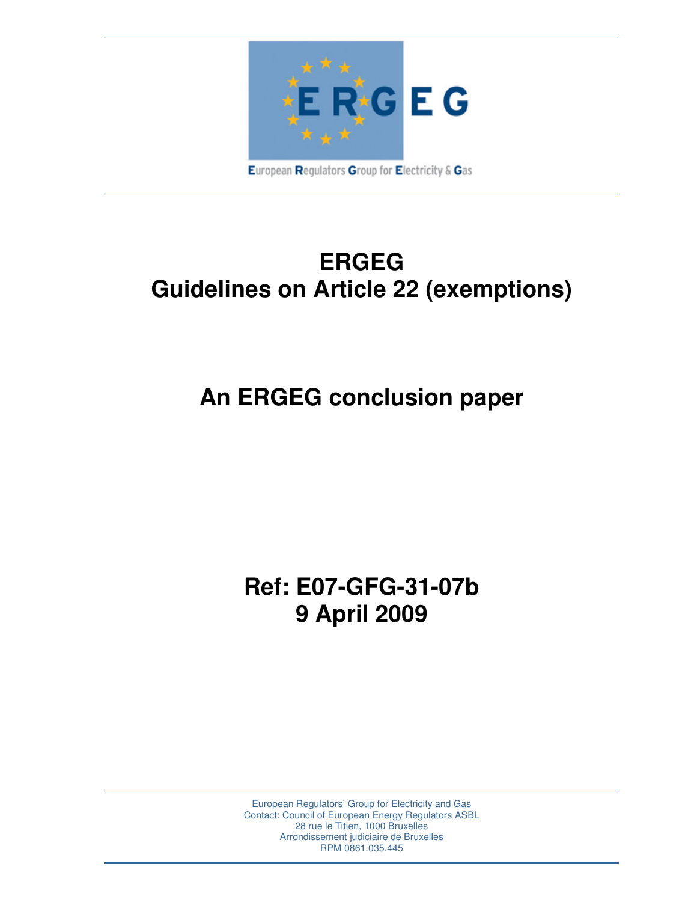European Regulators Group for Electricity & Gas

# ERGEG
# Guidelines on Article 22 (exemptions)

## An ERGEG conclusion paper

## Ref: E07-GFG-31-07b
## 9 April 2009

European Regulators' Group for Electricity and Gas
Contact: Council of European Energy Regulators ASBL
28 rue le Titien, 1000 Bruxelles
Arrondissement judiciaire de Bruxelles
RPM 0861.035.445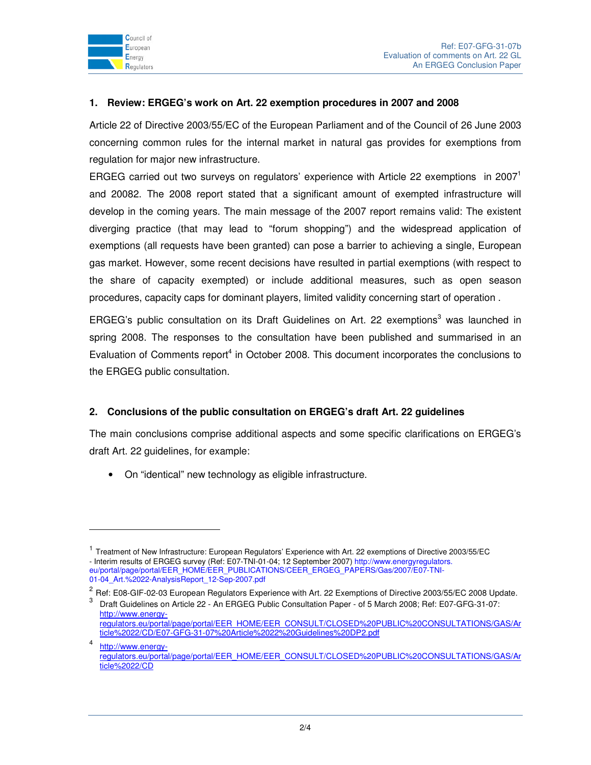## 1. Review: ERGEG's work on Art. 22 exemption procedures in 2007 and 2008

Article 22 of Directive 2003/55/EC of the European Parliament and of the Council of 26 June 2003 concerning common rules for the internal market in natural gas provides for exemptions from regulation for major new infrastructure.

ERGEG carried out two surveys on regulators' experience with Article 22 exemptions in 2007[1] and 20082. The 2008 report stated that a significant amount of exempted infrastructure will develop in the coming years. The main message of the 2007 report remains valid: The existent diverging practice (that may lead to "forum shopping") and the widespread application of exemptions (all requests have been granted) can pose a barrier to achieving a single, European gas market. However, some recent decisions have resulted in partial exemptions (with respect to the share of capacity exempted) or include additional measures, such as open season procedures, capacity caps for dominant players, limited validity concerning start of operation .

ERGEG's public consultation on its Draft Guidelines on Art. 22 exemptions[3] was launched in spring 2008. The responses to the consultation have been published and summarised in an Evaluation of Comments report[4] in October 2008. This document incorporates the conclusions to the ERGEG public consultation.

## 2. Conclusions of the public consultation on ERGEG's draft Art. 22 guidelines

The main conclusions comprise additional aspects and some specific clarifications on ERGEG's draft Art. 22 guidelines, for example:

- On "identical" new technology as eligible infrastructure.

---

[1] Treatment of New Infrastructure: European Regulators' Experience with Art. 22 exemptions of Directive 2003/55/EC - Interim results of ERGEG survey (Ref: E07-TNI-01-04; 12 September 2007) http://www.energyregulators.eu/portal/page/portal/EER_HOME/EER_PUBLICATIONS/CEER_ERGEG_PAPERS/Gas/2007/E07-TNI-01-04_Art.%2022-AnalysisReport_12-Sep-2007.pdf

[2] Ref: E08-GIF-02-03 European Regulators Experience with Art. 22 Exemptions of Directive 2003/55/EC 2008 Update.

[3] Draft Guidelines on Article 22 - An ERGEG Public Consultation Paper - of 5 March 2008; Ref: E07-GFG-31-07: http://www.energy-regulators.eu/portal/page/portal/EER_HOME/EER_CONSULT/CLOSED%20PUBLIC%20CONSULTATIONS/GAS/Article%2022/CD/E07-GFG-31-07%20Article%2022%20Guidelines%20DP2.pdf

[4] http://www.energy-regulators.eu/portal/page/portal/EER_HOME/EER_CONSULT/CLOSED%20PUBLIC%20CONSULTATIONS/GAS/Article%2022/CD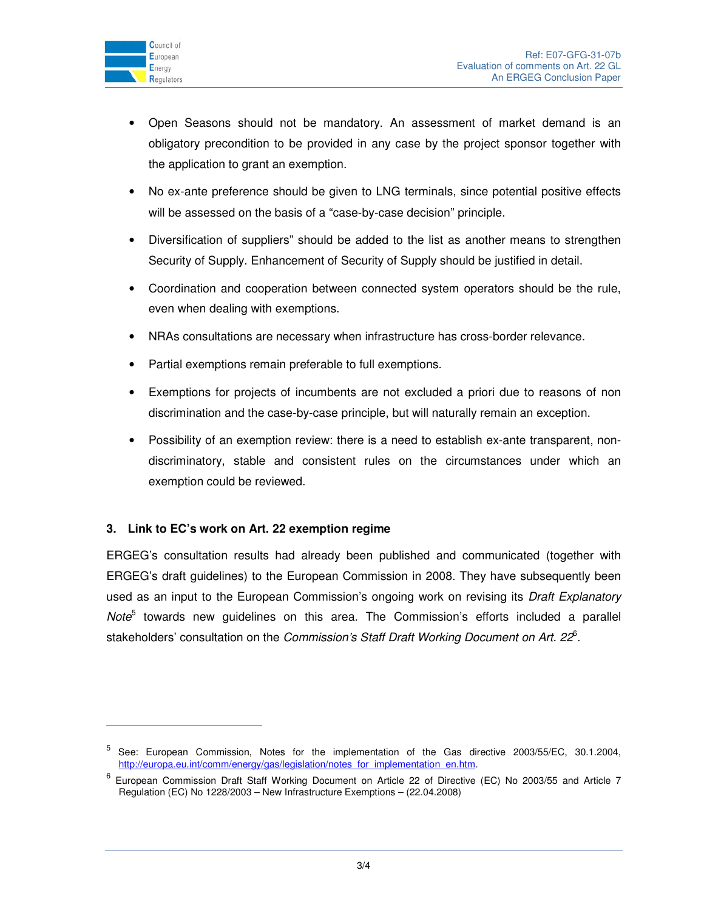- Open Seasons should not be mandatory. An assessment of market demand is an obligatory precondition to be provided in any case by the project sponsor together with the application to grant an exemption.
- No ex-ante preference should be given to LNG terminals, since potential positive effects will be assessed on the basis of a "case-by-case decision" principle.
- Diversification of suppliers" should be added to the list as another means to strengthen Security of Supply. Enhancement of Security of Supply should be justified in detail.
- Coordination and cooperation between connected system operators should be the rule, even when dealing with exemptions.
- NRAs consultations are necessary when infrastructure has cross-border relevance.
- Partial exemptions remain preferable to full exemptions.
- Exemptions for projects of incumbents are not excluded a priori due to reasons of non discrimination and the case-by-case principle, but will naturally remain an exception.
- Possibility of an exemption review: there is a need to establish ex-ante transparent, non-discriminatory, stable and consistent rules on the circumstances under which an exemption could be reviewed.

## 3. Link to EC's work on Art. 22 exemption regime

ERGEG's consultation results had already been published and communicated (together with ERGEG's draft guidelines) to the European Commission in 2008. They have subsequently been used as an input to the European Commission's ongoing work on revising its *Draft Explanatory Note*[5] towards new guidelines on this area. The Commission's efforts included a parallel stakeholders' consultation on the *Commission's Staff Draft Working Document on Art. 22*[6].

---

[5] See: European Commission, Notes for the implementation of the Gas directive 2003/55/EC, 30.1.2004, http://europa.eu.int/comm/energy/gas/legislation/notes_for_implementation_en.htm.

[6] European Commission Draft Staff Working Document on Article 22 of Directive (EC) No 2003/55 and Article 7 Regulation (EC) No 1228/2003 – New Infrastructure Exemptions – (22.04.2008)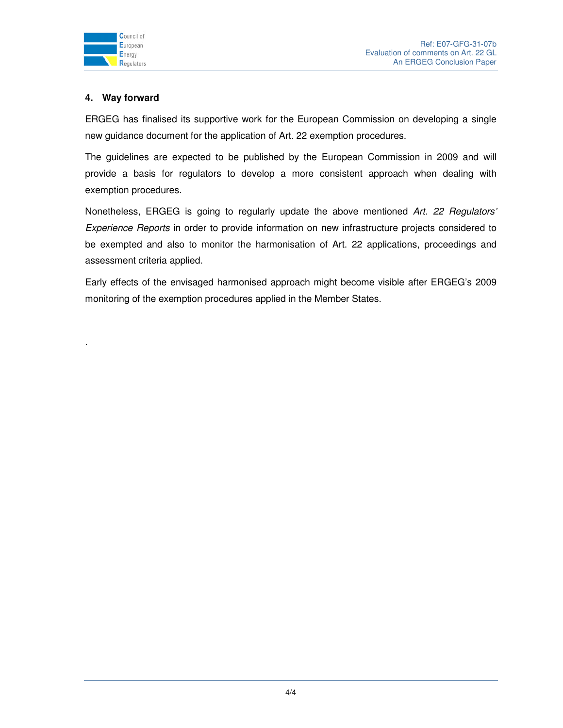## 4. Way forward

ERGEG has finalised its supportive work for the European Commission on developing a single new guidance document for the application of Art. 22 exemption procedures.

The guidelines are expected to be published by the European Commission in 2009 and will provide a basis for regulators to develop a more consistent approach when dealing with exemption procedures.

Nonetheless, ERGEG is going to regularly update the above mentioned *Art. 22 Regulators' Experience Reports* in order to provide information on new infrastructure projects considered to be exempted and also to monitor the harmonisation of Art. 22 applications, proceedings and assessment criteria applied.

Early effects of the envisaged harmonised approach might become visible after ERGEG's 2009 monitoring of the exemption procedures applied in the Member States.

.